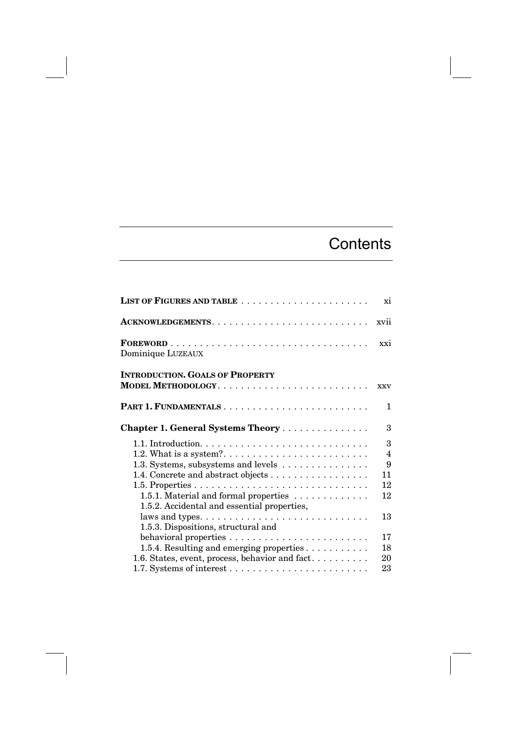# Contents

LIST OF FIGURES AND TABLE . . . . . . . . . . . . . . . . . . . . . . xi

ACKNOWLEDGEMENTS. . . . . . . . . . . . . . . . . . . . . . . . . . . xvii

FOREWORD . . . . . . . . . . . . . . . . . . . . . . . . . . . . . . . . . . xxi
Dominique LUZEAUX

INTRODUCTION. GOALS OF PROPERTY MODEL METHODOLOGY. . . . . . . . . . . . . . . . . . . . . . . . . . xxv

PART 1. FUNDAMENTALS . . . . . . . . . . . . . . . . . . . . . . . . . 1

**Chapter 1. General Systems Theory** . . . . . . . . . . . . . . . 3

1.1. Introduction. . . . . . . . . . . . . . . . . . . . . . . . . . . . . 3
1.2. What is a system?. . . . . . . . . . . . . . . . . . . . . . . . . 4
1.3. Systems, subsystems and levels . . . . . . . . . . . . . . . 9
1.4. Concrete and abstract objects . . . . . . . . . . . . . . . . . 11
1.5. Properties . . . . . . . . . . . . . . . . . . . . . . . . . . . . . . 12
1.5.1. Material and formal properties . . . . . . . . . . . . . 12
1.5.2. Accidental and essential properties, laws and types. . . . . . . . . . . . . . . . . . . . . . . . . . . . 13
1.5.3. Dispositions, structural and behavioral properties . . . . . . . . . . . . . . . . . . . . . . . . 17
1.5.4. Resulting and emerging properties . . . . . . . . . . . 18
1.6. States, event, process, behavior and fact. . . . . . . . . . 20
1.7. Systems of interest . . . . . . . . . . . . . . . . . . . . . . . . 23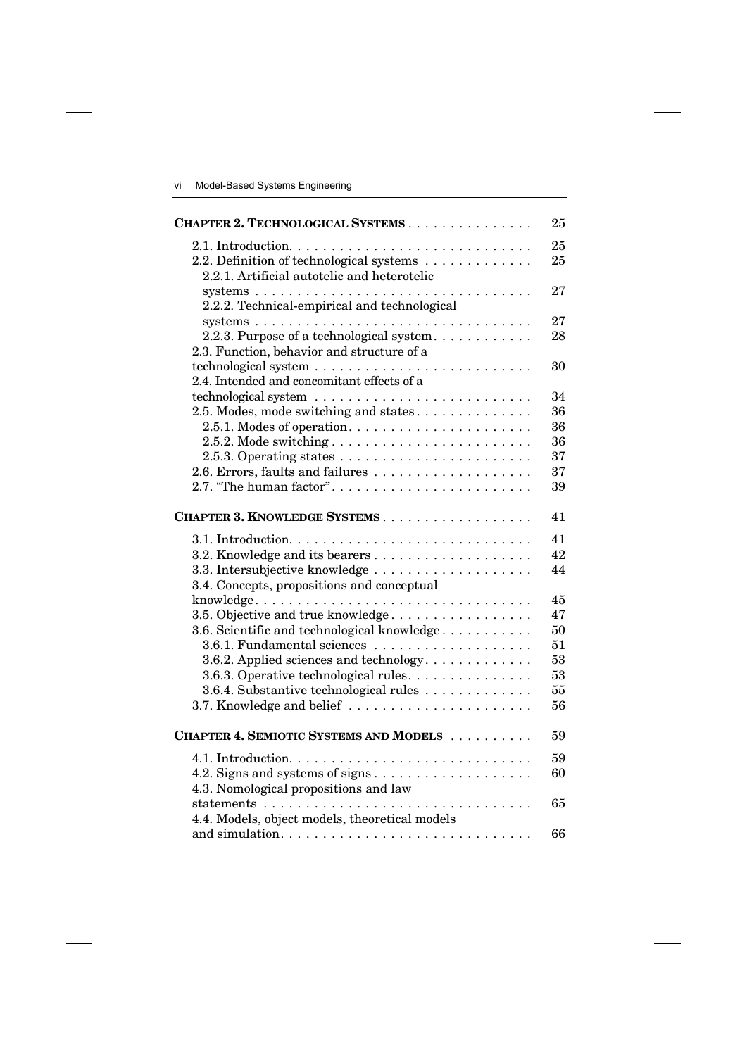**CHAPTER 2. TECHNOLOGICAL SYSTEMS** . . . . . . . . . . . . . . . 25

- 2.1. Introduction. . . . . . . . . . . . . . . . . . . . . . . . . . . . 25
- 2.2. Definition of technological systems . . . . . . . . . . . . . 25
  - 2.2.1. Artificial autotelic and heteretelic systems . . . . . . . . . . . . . . . . . . . . . . . . . . . . . . . . 27
  - 2.2.2. Technical-empirical and technological systems . . . . . . . . . . . . . . . . . . . . . . . . . . . . . . . . 27
  - 2.2.3. Purpose of a technological system. . . . . . . . . . . 28
- 2.3. Function, behavior and structure of a technological system . . . . . . . . . . . . . . . . . . . . . . . . . 30
- 2.4. Intended and concomitant effects of a technological system . . . . . . . . . . . . . . . . . . . . . . . . . 34
- 2.5. Modes, mode switching and states . . . . . . . . . . . . . 36
  - 2.5.1. Modes of operation. . . . . . . . . . . . . . . . . . . . . 36
  - 2.5.2. Mode switching . . . . . . . . . . . . . . . . . . . . . . . 36
  - 2.5.3. Operating states . . . . . . . . . . . . . . . . . . . . . . 37
- 2.6. Errors, faults and failures . . . . . . . . . . . . . . . . . . . 37
- 2.7. "The human factor". . . . . . . . . . . . . . . . . . . . . . . . 39

**CHAPTER 3. KNOWLEDGE SYSTEMS** . . . . . . . . . . . . . . . . . . 41

- 3.1. Introduction. . . . . . . . . . . . . . . . . . . . . . . . . . . . 41
- 3.2. Knowledge and its bearers . . . . . . . . . . . . . . . . . . 42
- 3.3. Intersubjective knowledge . . . . . . . . . . . . . . . . . . . 44
- 3.4. Concepts, propositions and conceptual knowledge. . . . . . . . . . . . . . . . . . . . . . . . . . . . . . . . . 45
- 3.5. Objective and true knowledge . . . . . . . . . . . . . . . . 47
- 3.6. Scientific and technological knowledge . . . . . . . . . . 50
  - 3.6.1. Fundamental sciences . . . . . . . . . . . . . . . . . . . 51
  - 3.6.2. Applied sciences and technology. . . . . . . . . . . . 53
  - 3.6.3. Operative technological rules. . . . . . . . . . . . . . 53
  - 3.6.4. Substantive technological rules . . . . . . . . . . . . 55
- 3.7. Knowledge and belief . . . . . . . . . . . . . . . . . . . . . . 56

**CHAPTER 4. SEMIOTIC SYSTEMS AND MODELS** . . . . . . . . . . 59

- 4.1. Introduction. . . . . . . . . . . . . . . . . . . . . . . . . . . . 59
- 4.2. Signs and systems of signs . . . . . . . . . . . . . . . . . . 60
- 4.3. Nomological propositions and law statements . . . . . . . . . . . . . . . . . . . . . . . . . . . . . . . . 65
- 4.4. Models, object models, theoretical models and simulation. . . . . . . . . . . . . . . . . . . . . . . . . . . . . . 66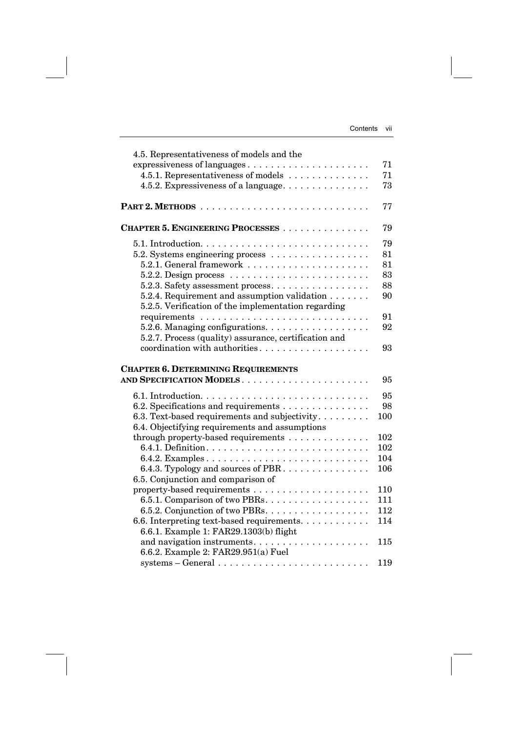4.5. Representativeness of models and the expressiveness of languages . . . . . 71
  4.5.1. Representativeness of models . . . . . 71
  4.5.2. Expressiveness of a language . . . . . 73

**PART 2. METHODS** . . . . . 77

**CHAPTER 5. ENGINEERING PROCESSES** . . . . . 79

5.1. Introduction . . . . . 79
5.2. Systems engineering process . . . . . 81
  5.2.1. General framework . . . . . 81
  5.2.2. Design process . . . . . 83
  5.2.3. Safety assessment process . . . . . 88
  5.2.4. Requirement and assumption validation . . . . . 90
  5.2.5. Verification of the implementation regarding requirements . . . . . 91
  5.2.6. Managing configurations . . . . . 92
  5.2.7. Process (quality) assurance, certification and coordination with authorities . . . . . 93

**CHAPTER 6. DETERMINING REQUIREMENTS AND SPECIFICATION MODELS** . . . . . 95

6.1. Introduction . . . . . 95
6.2. Specifications and requirements . . . . . 98
6.3. Text-based requirements and subjectivity . . . . . 100
6.4. Objectifying requirements and assumptions through property-based requirements . . . . . 102
  6.4.1. Definition . . . . . 102
  6.4.2. Examples . . . . . 104
  6.4.3. Typology and sources of PBR . . . . . 106
6.5. Conjunction and comparison of property-based requirements . . . . . 110
  6.5.1. Comparison of two PBRs . . . . . 111
  6.5.2. Conjunction of two PBRs . . . . . 112
6.6. Interpreting text-based requirements . . . . . 114
  6.6.1. Example 1: FAR29.1303(b) flight and navigation instruments . . . . . 115
  6.6.2. Example 2: FAR29.951(a) Fuel systems – General . . . . . 119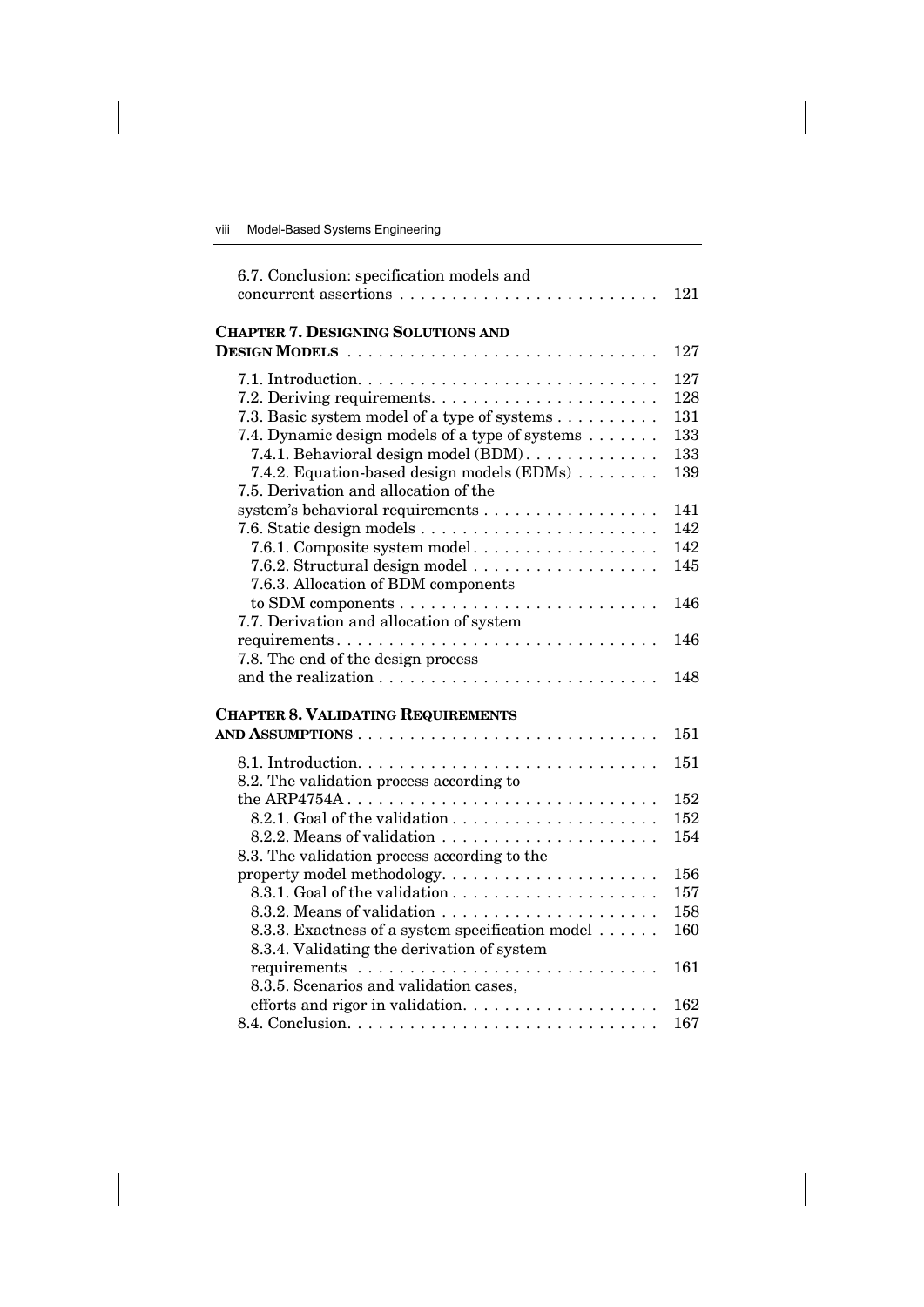6.7. Conclusion: specification models and concurrent assertions . . . . . . . . . . . . . . . . . . . . . . . . 121

**CHAPTER 7. DESIGNING SOLUTIONS AND DESIGN MODELS** . . . . . . . . . . . . . . . . . . . . . . . . . . . . . 127

7.1. Introduction. . . . . . . . . . . . . . . . . . . . . . . . . . . . . 127
7.2. Deriving requirements. . . . . . . . . . . . . . . . . . . . . . 128
7.3. Basic system model of a type of systems . . . . . . . . . . 131
7.4. Dynamic design models of a type of systems . . . . . . . 133
7.4.1. Behavioral design model (BDM). . . . . . . . . . . . 133
7.4.2. Equation-based design models (EDMs) . . . . . . . . 139
7.5. Derivation and allocation of the system's behavioral requirements . . . . . . . . . . . . . . . . . 141
7.6. Static design models . . . . . . . . . . . . . . . . . . . . . . . 142
7.6.1. Composite system model. . . . . . . . . . . . . . . . . . 142
7.6.2. Structural design model . . . . . . . . . . . . . . . . . . 145
7.6.3. Allocation of BDM components to SDM components . . . . . . . . . . . . . . . . . . . . . . . . 146
7.7. Derivation and allocation of system requirements. . . . . . . . . . . . . . . . . . . . . . . . . . . . . . . 146
7.8. The end of the design process and the realization . . . . . . . . . . . . . . . . . . . . . . . . . . 148

**CHAPTER 8. VALIDATING REQUIREMENTS AND ASSUMPTIONS** . . . . . . . . . . . . . . . . . . . . . . . . . . . . . 151

8.1. Introduction. . . . . . . . . . . . . . . . . . . . . . . . . . . . . 151
8.2. The validation process according to the ARP4754A . . . . . . . . . . . . . . . . . . . . . . . . . . . . . 152
8.2.1. Goal of the validation . . . . . . . . . . . . . . . . . . . . 152
8.2.2. Means of validation . . . . . . . . . . . . . . . . . . . . . 154
8.3. The validation process according to the property model methodology. . . . . . . . . . . . . . . . . . . . . 156
8.3.1. Goal of the validation . . . . . . . . . . . . . . . . . . . . 157
8.3.2. Means of validation . . . . . . . . . . . . . . . . . . . . . 158
8.3.3. Exactness of a system specification model . . . . . . 160
8.3.4. Validating the derivation of system requirements . . . . . . . . . . . . . . . . . . . . . . . . . . . . . 161
8.3.5. Scenarios and validation cases, efforts and rigor in validation. . . . . . . . . . . . . . . . . . . 162
8.4. Conclusion. . . . . . . . . . . . . . . . . . . . . . . . . . . . . . 167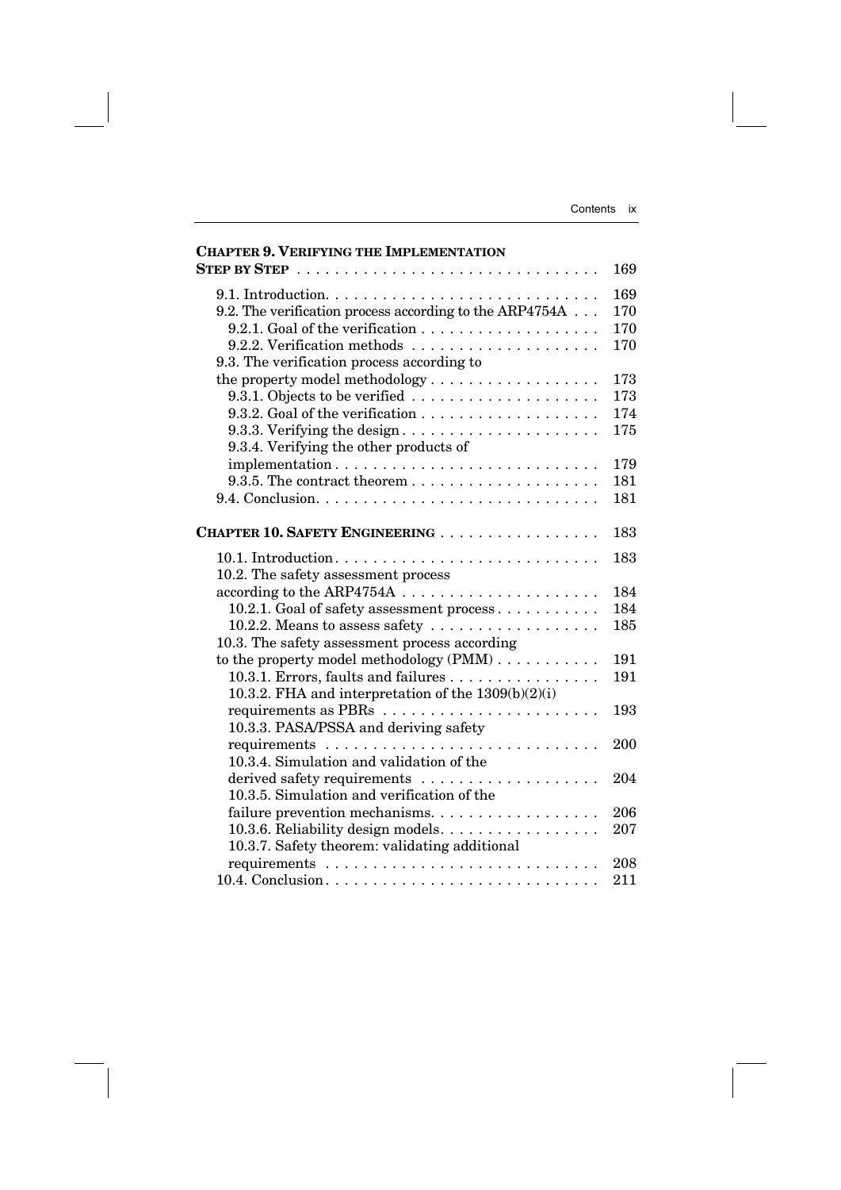**CHAPTER 9. VERIFYING THE IMPLEMENTATION STEP BY STEP** . . . . . . . . . . 169

9.1. Introduction. . . . . . . . . . 169
9.2. The verification process according to the ARP4754A . . . 170
  9.2.1. Goal of the verification . . . . . . . . . . 170
  9.2.2. Verification methods . . . . . . . . . . 170
9.3. The verification process according to the property model methodology . . . . . . . . . . 173
  9.3.1. Objects to be verified . . . . . . . . . . 173
  9.3.2. Goal of the verification . . . . . . . . . . 174
  9.3.3. Verifying the design . . . . . . . . . . 175
  9.3.4. Verifying the other products of implementation . . . . . . . . . . 179
  9.3.5. The contract theorem . . . . . . . . . . 181
9.4. Conclusion. . . . . . . . . . 181

**CHAPTER 10. SAFETY ENGINEERING** . . . . . . . . . . 183

10.1. Introduction. . . . . . . . . . 183
10.2. The safety assessment process according to the ARP4754A . . . . . . . . . . 184
  10.2.1. Goal of safety assessment process . . . . . . . . . . 184
  10.2.2. Means to assess safety . . . . . . . . . . 185
10.3. The safety assessment process according to the property model methodology (PMM) . . . . . . . . . . 191
  10.3.1. Errors, faults and failures . . . . . . . . . . 191
  10.3.2. FHA and interpretation of the 1309(b)(2)(i) requirements as PBRs . . . . . . . . . . 193
  10.3.3. PASA/PSSA and deriving safety requirements . . . . . . . . . . 200
  10.3.4. Simulation and validation of the derived safety requirements . . . . . . . . . . 204
  10.3.5. Simulation and verification of the failure prevention mechanisms. . . . . . . . . . 206
  10.3.6. Reliability design models. . . . . . . . . . 207
  10.3.7. Safety theorem: validating additional requirements . . . . . . . . . . 208
10.4. Conclusion. . . . . . . . . . 211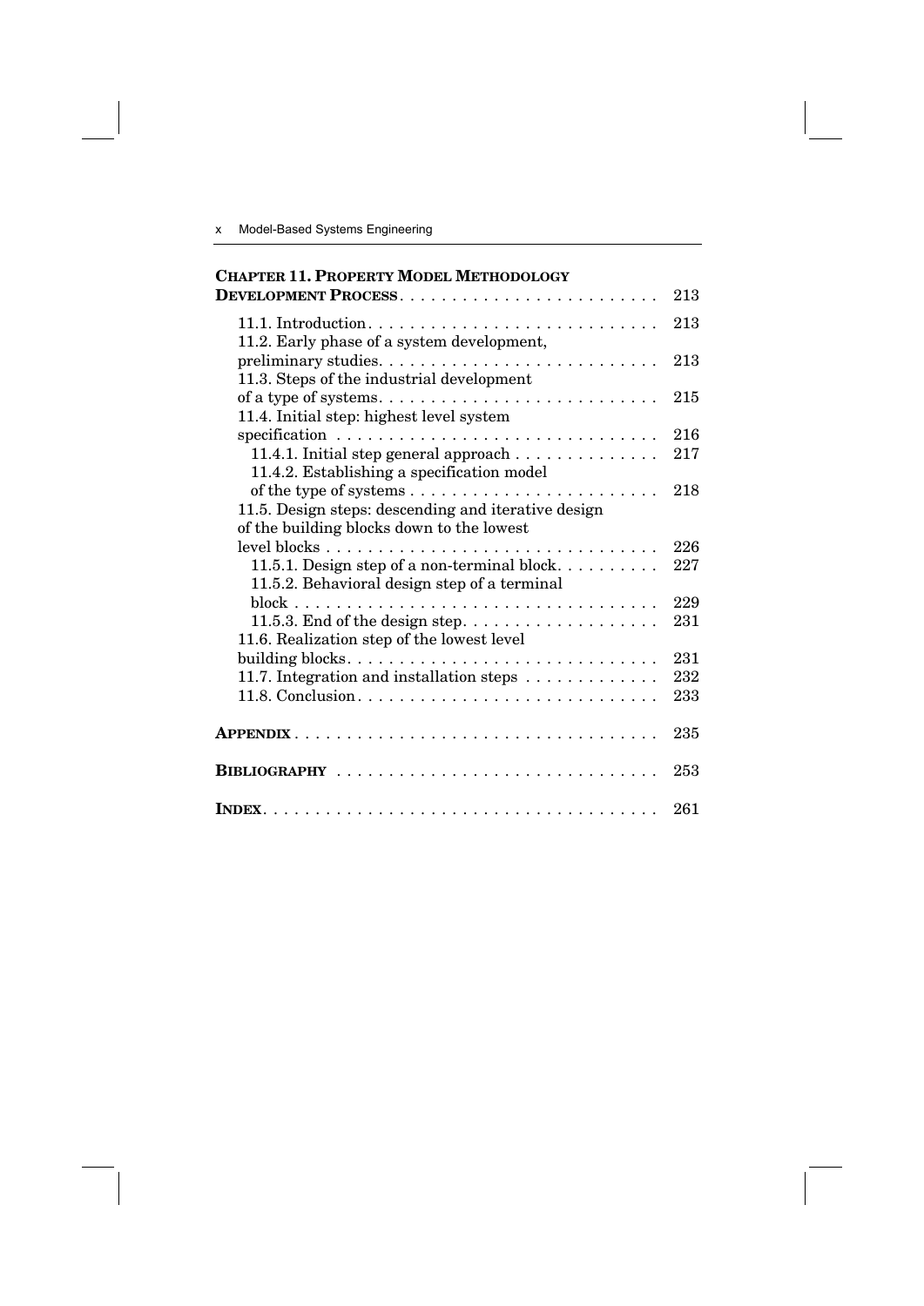**CHAPTER 11. PROPERTY MODEL METHODOLOGY DEVELOPMENT PROCESS** . . . . . . . . . . . . . . . . . . . . . . . . 213

11.1. Introduction . . . . . . . . . . . . . . . . . . . . . . . . . . . . 213
11.2. Early phase of a system development, preliminary studies . . . . . . . . . . . . . . . . . . . . . . . . . . 213
11.3. Steps of the industrial development of a type of systems . . . . . . . . . . . . . . . . . . . . . . . . . . 215
11.4. Initial step: highest level system specification . . . . . . . . . . . . . . . . . . . . . . . . . . . . . . 216
  11.4.1. Initial step general approach . . . . . . . . . . . . . . 217
  11.4.2. Establishing a specification model of the type of systems . . . . . . . . . . . . . . . . . . . . . . . 218
11.5. Design steps: descending and iterative design of the building blocks down to the lowest level blocks . . . . . . . . . . . . . . . . . . . . . . . . . . . . . . . 226
  11.5.1. Design step of a non-terminal block . . . . . . . . . . 227
  11.5.2. Behavioral design step of a terminal block . . . . . . . . . . . . . . . . . . . . . . . . . . . . . . . . . . 229
  11.5.3. End of the design step . . . . . . . . . . . . . . . . . . . 231
11.6. Realization step of the lowest level building blocks . . . . . . . . . . . . . . . . . . . . . . . . . . . . . 231
11.7. Integration and installation steps . . . . . . . . . . . . . 232
11.8. Conclusion . . . . . . . . . . . . . . . . . . . . . . . . . . . . 233

**APPENDIX** . . . . . . . . . . . . . . . . . . . . . . . . . . . . . . . . . . 235

**BIBLIOGRAPHY** . . . . . . . . . . . . . . . . . . . . . . . . . . . . . . 253

**INDEX** . . . . . . . . . . . . . . . . . . . . . . . . . . . . . . . . . . . . . 261